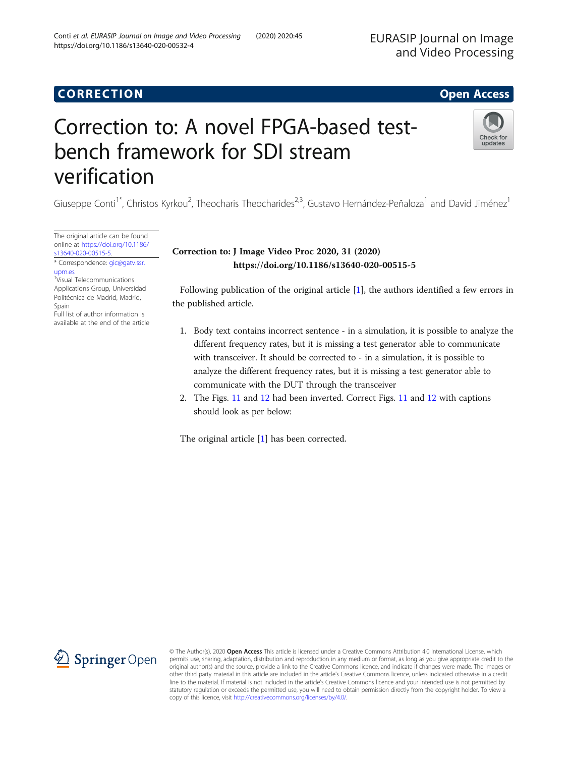**CORRECTION** **Open Access**

# Correction to: A novel FPGA-based test-bench framework for SDI stream verification

Giuseppe Conti[1*], Christos Kyrkou[2], Theocharis Theocharides[2,3], Gustavo Hernández-Peñaloza[1] and David Jiménez[1]

The original article can be found online at https://doi.org/10.1186/s13640-020-00515-5.

\* Correspondence: gic@gatv.ssr.upm.es

[1]Visual Telecommunications Applications Group, Universidad Politécnica de Madrid, Madrid, Spain

Full list of author information is available at the end of the article

**Correction to: J Image Video Proc 2020, 31 (2020)**
**https://doi.org/10.1186/s13640-020-00515-5**

Following publication of the original article [1], the authors identified a few errors in the published article.

1. Body text contains incorrect sentence - in a simulation, it is possible to analyze the different frequency rates, but it is missing a test generator able to communicate with transceiver. It should be corrected to - in a simulation, it is possible to analyze the different frequency rates, but it is missing a test generator able to communicate with the DUT through the transceiver
2. The Figs. 11 and 12 had been inverted. Correct Figs. 11 and 12 with captions should look as per below:

The original article [1] has been corrected.

© The Author(s). 2020 **Open Access** This article is licensed under a Creative Commons Attribution 4.0 International License, which permits use, sharing, adaptation, distribution and reproduction in any medium or format, as long as you give appropriate credit to the original author(s) and the source, provide a link to the Creative Commons licence, and indicate if changes were made. The images or other third party material in this article are included in the article's Creative Commons licence, unless indicated otherwise in a credit line to the material. If material is not included in the article's Creative Commons licence and your intended use is not permitted by statutory regulation or exceeds the permitted use, you will need to obtain permission directly from the copyright holder. To view a copy of this licence, visit http://creativecommons.org/licenses/by/4.0/.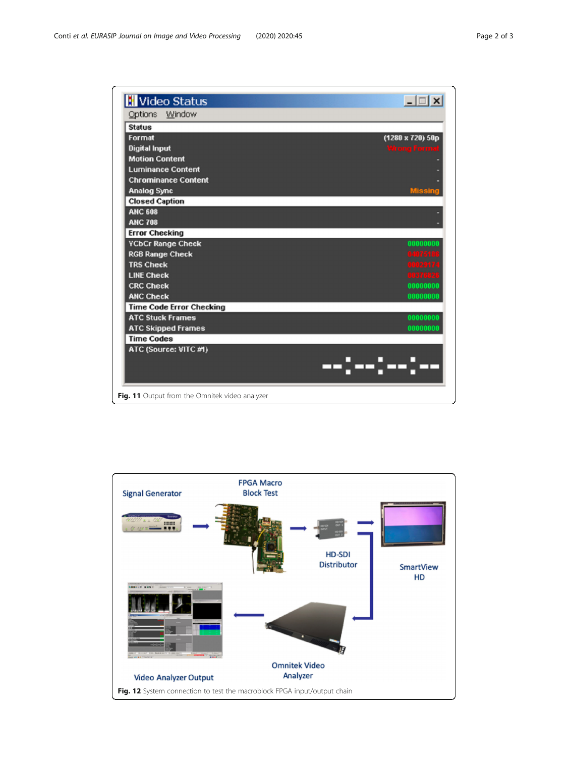Fig. 11 Output from the Omnitek video analyzer

Fig. 12 System connection to test the macroblock FPGA input/output chain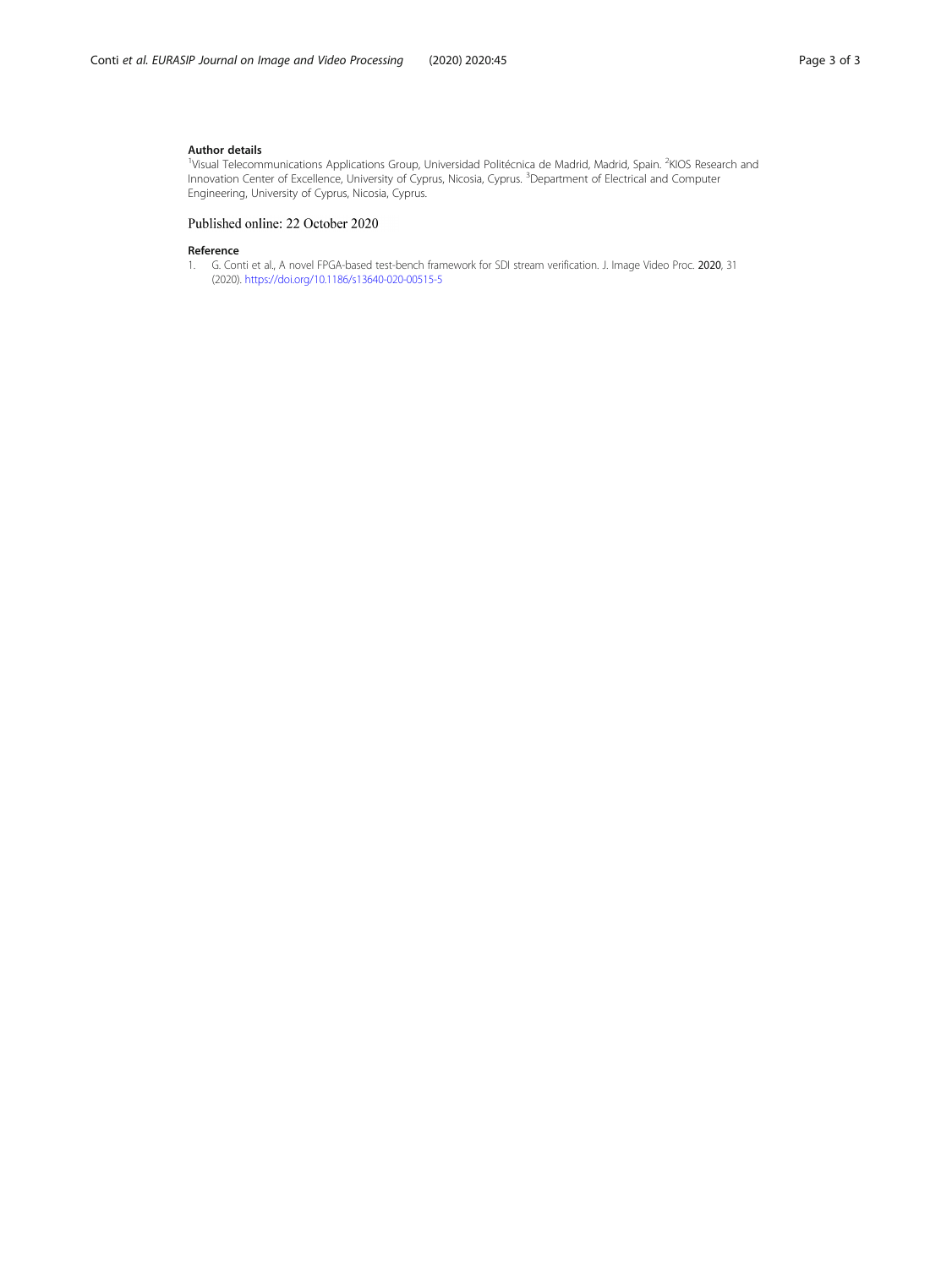#### Author details

[1]Visual Telecommunications Applications Group, Universidad Politécnica de Madrid, Madrid, Spain. [2]KIOS Research and Innovation Center of Excellence, University of Cyprus, Nicosia, Cyprus. [3]Department of Electrical and Computer Engineering, University of Cyprus, Nicosia, Cyprus.

Published online: 22 October 2020

#### Reference

1. G. Conti et al., A novel FPGA-based test-bench framework for SDI stream verification. J. Image Video Proc. **2020**, 31 (2020). https://doi.org/10.1186/s13640-020-00515-5